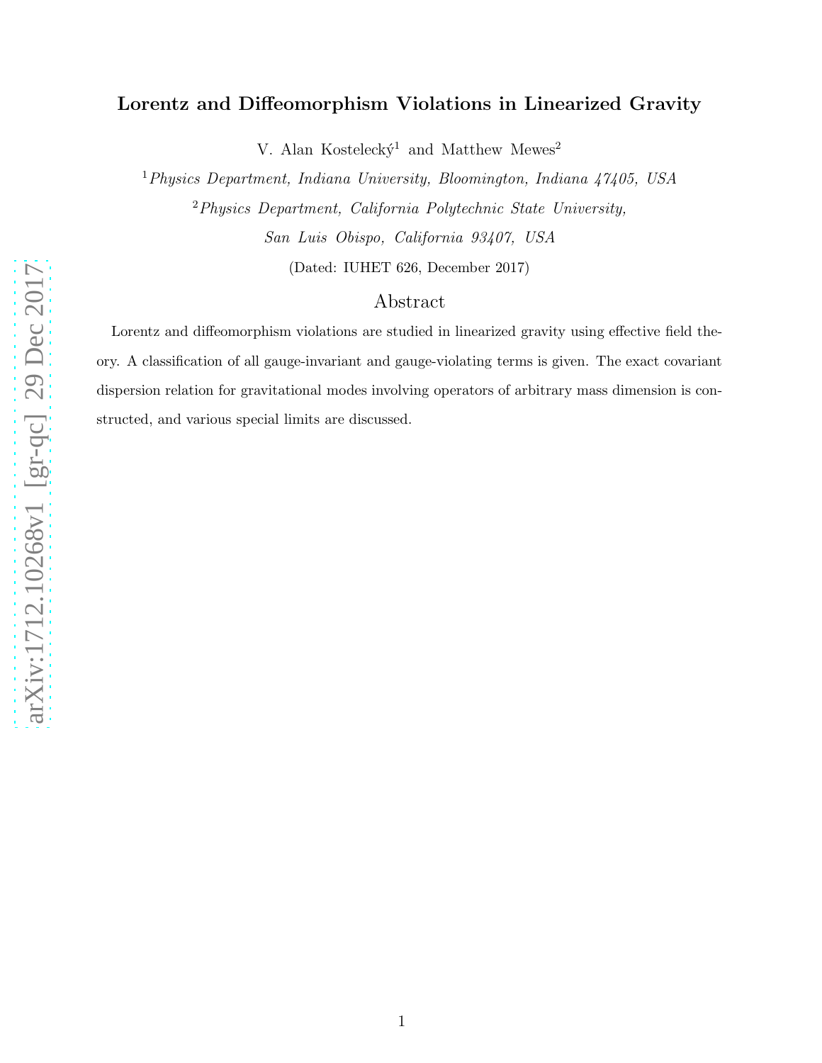# Lorentz and Diffeomorphism Violations in Linearized Gravity

V. Alan Kostelecký[1] and Matthew Mewes[2]

[1] *Physics Department, Indiana University, Bloomington, Indiana 47405, USA*

[2] *Physics Department, California Polytechnic State University, San Luis Obispo, California 93407, USA*

(Dated: IUHET 626, December 2017)

## Abstract

Lorentz and diffeomorphism violations are studied in linearized gravity using effective field theory. A classification of all gauge-invariant and gauge-violating terms is given. The exact covariant dispersion relation for gravitational modes involving operators of arbitrary mass dimension is constructed, and various special limits are discussed.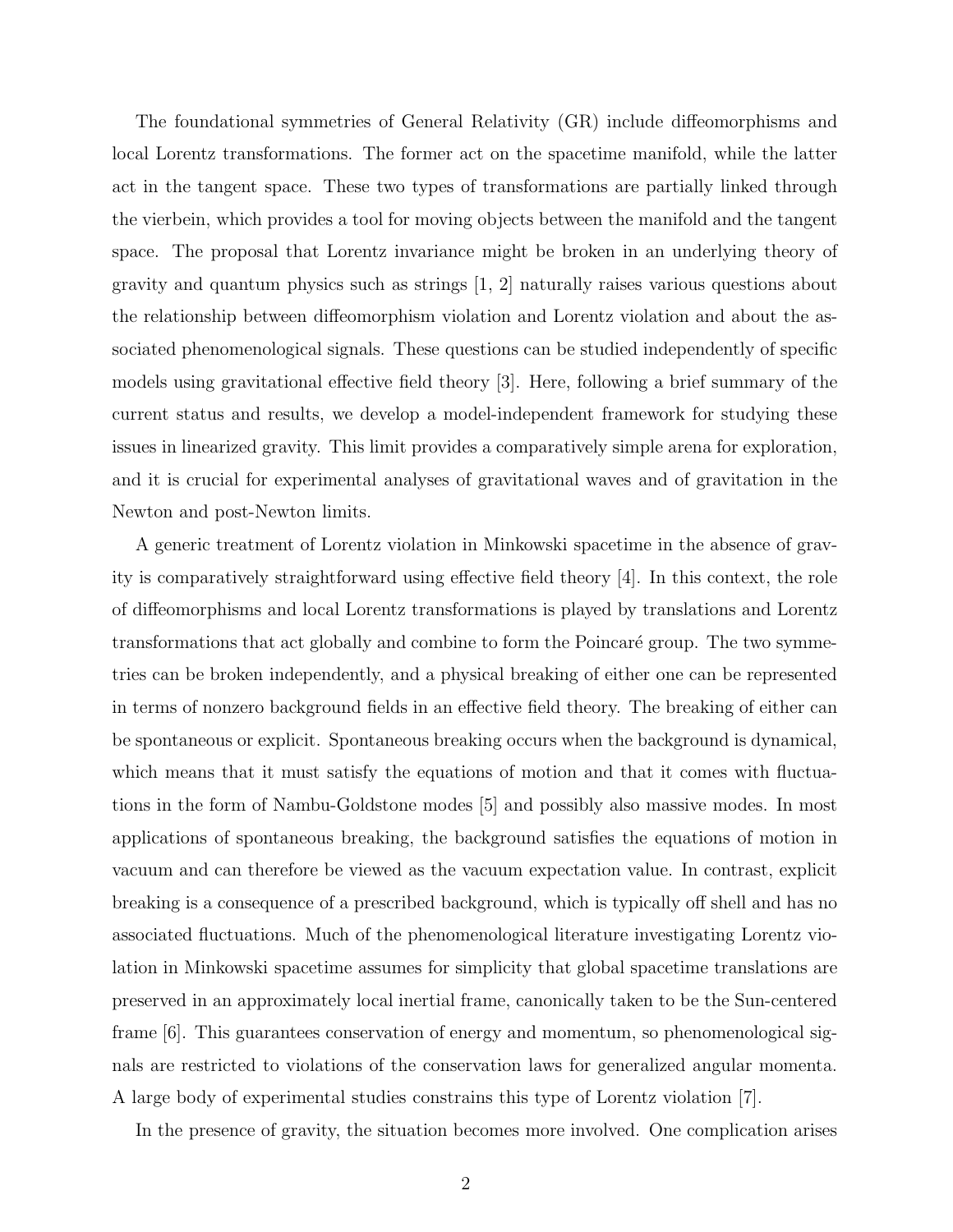The foundational symmetries of General Relativity (GR) include diffeomorphisms and local Lorentz transformations. The former act on the spacetime manifold, while the latter act in the tangent space. These two types of transformations are partially linked through the vierbein, which provides a tool for moving objects between the manifold and the tangent space. The proposal that Lorentz invariance might be broken in an underlying theory of gravity and quantum physics such as strings [1, 2] naturally raises various questions about the relationship between diffeomorphism violation and Lorentz violation and about the associated phenomenological signals. These questions can be studied independently of specific models using gravitational effective field theory [3]. Here, following a brief summary of the current status and results, we develop a model-independent framework for studying these issues in linearized gravity. This limit provides a comparatively simple arena for exploration, and it is crucial for experimental analyses of gravitational waves and of gravitation in the Newton and post-Newton limits.

A generic treatment of Lorentz violation in Minkowski spacetime in the absence of gravity is comparatively straightforward using effective field theory [4]. In this context, the role of diffeomorphisms and local Lorentz transformations is played by translations and Lorentz transformations that act globally and combine to form the Poincaré group. The two symmetries can be broken independently, and a physical breaking of either one can be represented in terms of nonzero background fields in an effective field theory. The breaking of either can be spontaneous or explicit. Spontaneous breaking occurs when the background is dynamical, which means that it must satisfy the equations of motion and that it comes with fluctuations in the form of Nambu-Goldstone modes [5] and possibly also massive modes. In most applications of spontaneous breaking, the background satisfies the equations of motion in vacuum and can therefore be viewed as the vacuum expectation value. In contrast, explicit breaking is a consequence of a prescribed background, which is typically off shell and has no associated fluctuations. Much of the phenomenological literature investigating Lorentz violation in Minkowski spacetime assumes for simplicity that global spacetime translations are preserved in an approximately local inertial frame, canonically taken to be the Sun-centered frame [6]. This guarantees conservation of energy and momentum, so phenomenological signals are restricted to violations of the conservation laws for generalized angular momenta. A large body of experimental studies constrains this type of Lorentz violation [7].

In the presence of gravity, the situation becomes more involved. One complication arises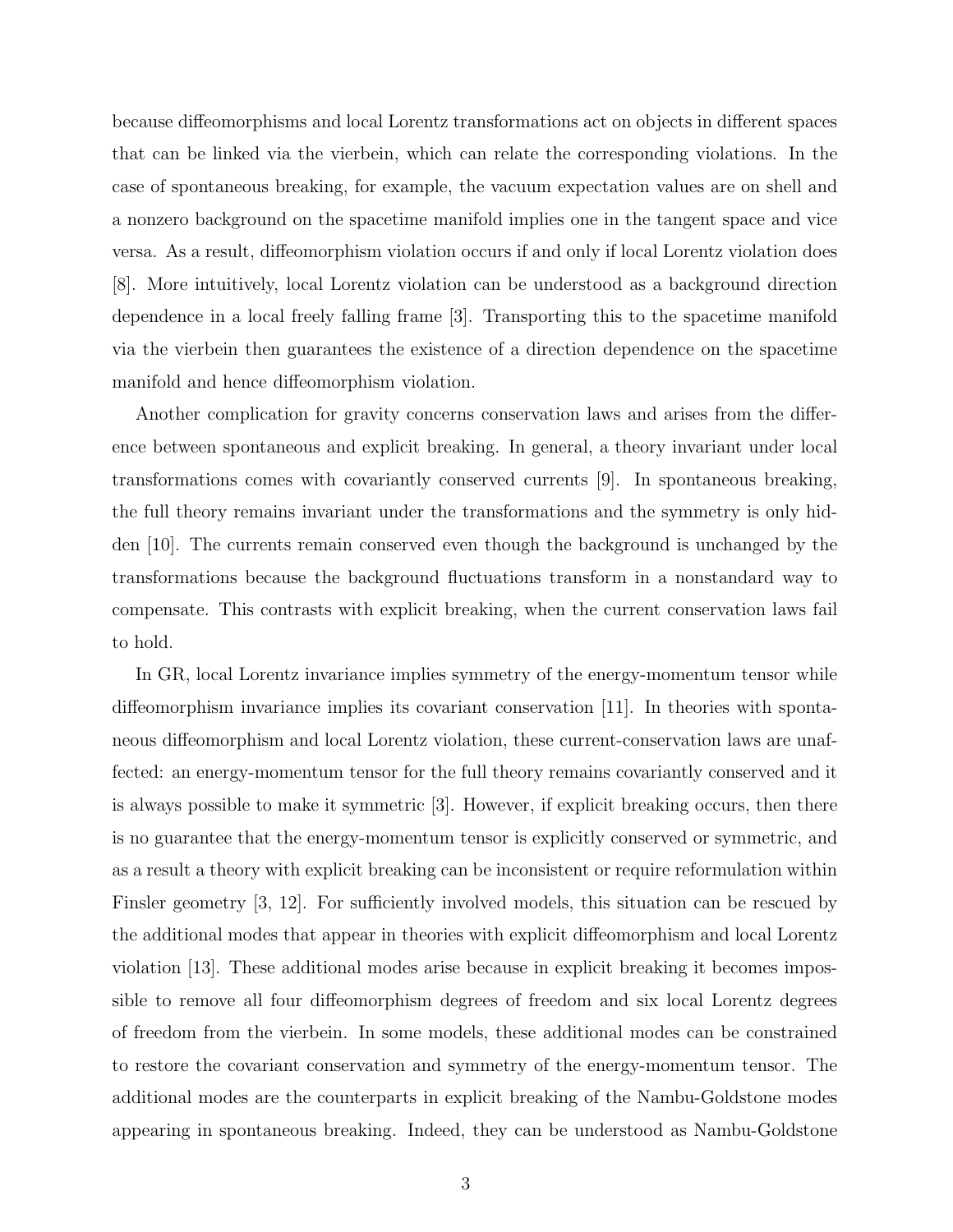because diffeomorphisms and local Lorentz transformations act on objects in different spaces that can be linked via the vierbein, which can relate the corresponding violations. In the case of spontaneous breaking, for example, the vacuum expectation values are on shell and a nonzero background on the spacetime manifold implies one in the tangent space and vice versa. As a result, diffeomorphism violation occurs if and only if local Lorentz violation does [8]. More intuitively, local Lorentz violation can be understood as a background direction dependence in a local freely falling frame [3]. Transporting this to the spacetime manifold via the vierbein then guarantees the existence of a direction dependence on the spacetime manifold and hence diffeomorphism violation.

Another complication for gravity concerns conservation laws and arises from the difference between spontaneous and explicit breaking. In general, a theory invariant under local transformations comes with covariantly conserved currents [9]. In spontaneous breaking, the full theory remains invariant under the transformations and the symmetry is only hidden [10]. The currents remain conserved even though the background is unchanged by the transformations because the background fluctuations transform in a nonstandard way to compensate. This contrasts with explicit breaking, when the current conservation laws fail to hold.

In GR, local Lorentz invariance implies symmetry of the energy-momentum tensor while diffeomorphism invariance implies its covariant conservation [11]. In theories with spontaneous diffeomorphism and local Lorentz violation, these current-conservation laws are unaffected: an energy-momentum tensor for the full theory remains covariantly conserved and it is always possible to make it symmetric [3]. However, if explicit breaking occurs, then there is no guarantee that the energy-momentum tensor is explicitly conserved or symmetric, and as a result a theory with explicit breaking can be inconsistent or require reformulation within Finsler geometry [3, 12]. For sufficiently involved models, this situation can be rescued by the additional modes that appear in theories with explicit diffeomorphism and local Lorentz violation [13]. These additional modes arise because in explicit breaking it becomes impossible to remove all four diffeomorphism degrees of freedom and six local Lorentz degrees of freedom from the vierbein. In some models, these additional modes can be constrained to restore the covariant conservation and symmetry of the energy-momentum tensor. The additional modes are the counterparts in explicit breaking of the Nambu-Goldstone modes appearing in spontaneous breaking. Indeed, they can be understood as Nambu-Goldstone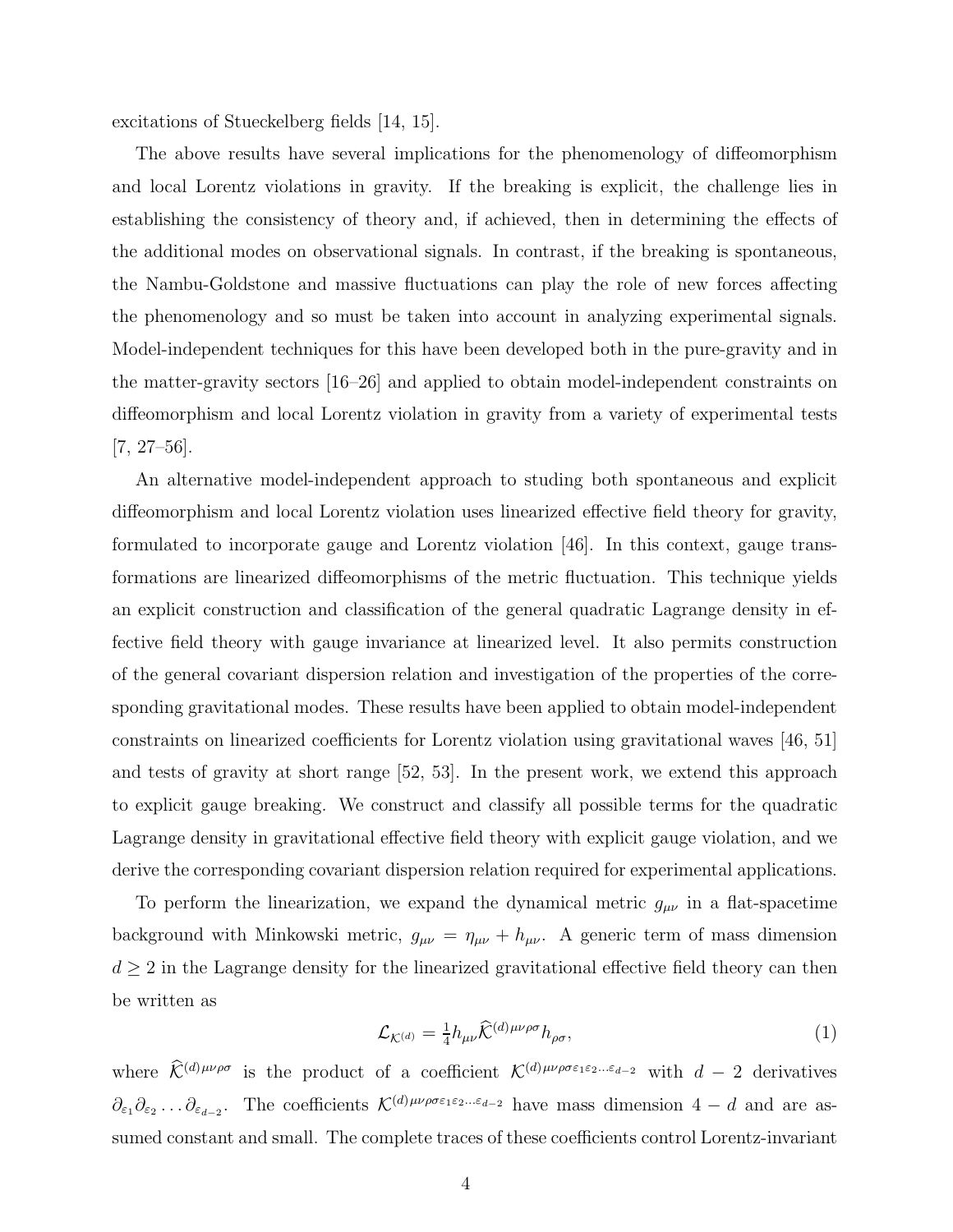excitations of Stueckelberg fields [14, 15].

The above results have several implications for the phenomenology of diffeomorphism and local Lorentz violations in gravity. If the breaking is explicit, the challenge lies in establishing the consistency of theory and, if achieved, then in determining the effects of the additional modes on observational signals. In contrast, if the breaking is spontaneous, the Nambu-Goldstone and massive fluctuations can play the role of new forces affecting the phenomenology and so must be taken into account in analyzing experimental signals. Model-independent techniques for this have been developed both in the pure-gravity and in the matter-gravity sectors [16–26] and applied to obtain model-independent constraints on diffeomorphism and local Lorentz violation in gravity from a variety of experimental tests [7, 27–56].

An alternative model-independent approach to studing both spontaneous and explicit diffeomorphism and local Lorentz violation uses linearized effective field theory for gravity, formulated to incorporate gauge and Lorentz violation [46]. In this context, gauge transformations are linearized diffeomorphisms of the metric fluctuation. This technique yields an explicit construction and classification of the general quadratic Lagrange density in effective field theory with gauge invariance at linearized level. It also permits construction of the general covariant dispersion relation and investigation of the properties of the corresponding gravitational modes. These results have been applied to obtain model-independent constraints on linearized coefficients for Lorentz violation using gravitational waves [46, 51] and tests of gravity at short range [52, 53]. In the present work, we extend this approach to explicit gauge breaking. We construct and classify all possible terms for the quadratic Lagrange density in gravitational effective field theory with explicit gauge violation, and we derive the corresponding covariant dispersion relation required for experimental applications.

To perform the linearization, we expand the dynamical metric $g_{\mu\nu}$ in a flat-spacetime background with Minkowski metric, $g_{\mu\nu} = \eta_{\mu\nu} + h_{\mu\nu}$. A generic term of mass dimension $d \geq 2$ in the Lagrange density for the linearized gravitational effective field theory can then be written as

$$\mathcal{L}_{\mathcal{K}^{(d)}} = \tfrac{1}{4} h_{\mu\nu} \widehat{\mathcal{K}}^{(d)\mu\nu\rho\sigma} h_{\rho\sigma}, \tag{1}$$

where $\widehat{\mathcal{K}}^{(d)\mu\nu\rho\sigma}$ is the product of a coefficient $\mathcal{K}^{(d)\mu\nu\rho\sigma\varepsilon_1\varepsilon_2\ldots\varepsilon_{d-2}}$ with $d-2$ derivatives $\partial_{\varepsilon_1}\partial_{\varepsilon_2}\ldots\partial_{\varepsilon_{d-2}}$. The coefficients $\mathcal{K}^{(d)\mu\nu\rho\sigma\varepsilon_1\varepsilon_2\ldots\varepsilon_{d-2}}$ have mass dimension $4-d$ and are assumed constant and small. The complete traces of these coefficients control Lorentz-invariant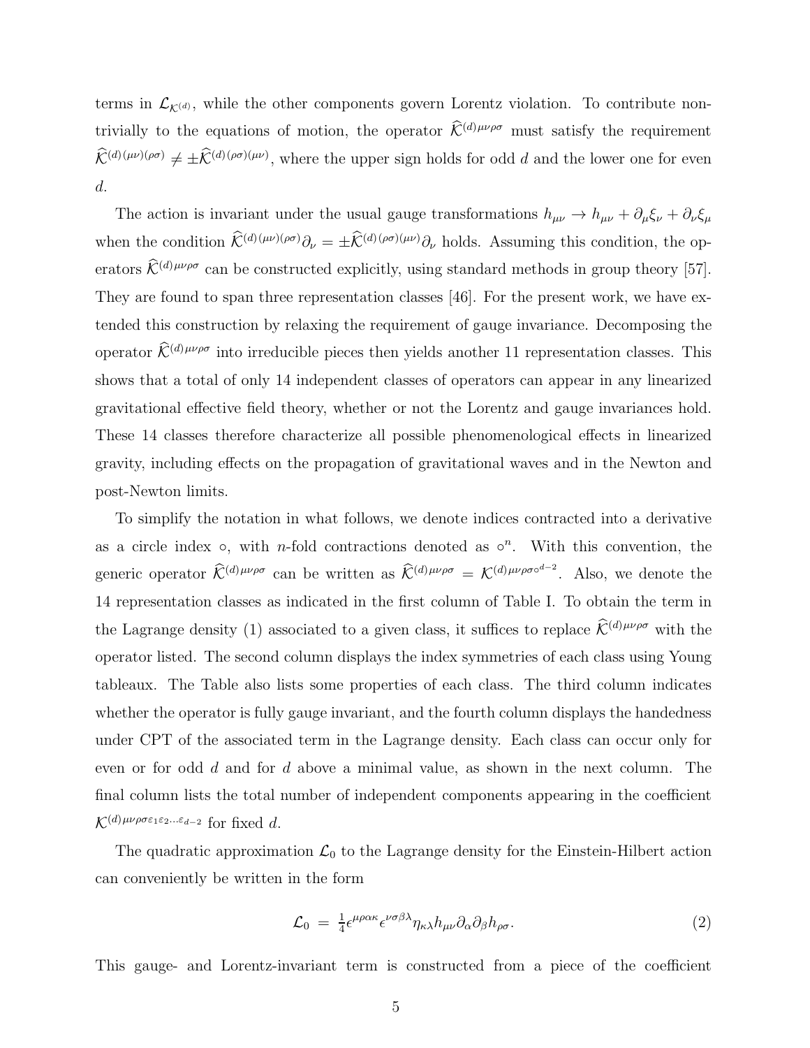terms in $\mathcal{L}_{\mathcal{K}^{(d)}}$, while the other components govern Lorentz violation. To contribute nontrivially to the equations of motion, the operator $\widehat{\mathcal{K}}^{(d)\mu\nu\rho\sigma}$ must satisfy the requirement $\widehat{\mathcal{K}}^{(d)(\mu\nu)(\rho\sigma)} \neq \pm\widehat{\mathcal{K}}^{(d)(\rho\sigma)(\mu\nu)}$, where the upper sign holds for odd $d$ and the lower one for even $d$.

The action is invariant under the usual gauge transformations $h_{\mu\nu} \to h_{\mu\nu} + \partial_\mu \xi_\nu + \partial_\nu \xi_\mu$ when the condition $\widehat{\mathcal{K}}^{(d)(\mu\nu)(\rho\sigma)}\partial_\nu = \pm\widehat{\mathcal{K}}^{(d)(\rho\sigma)(\mu\nu)}\partial_\nu$ holds. Assuming this condition, the operators $\widehat{\mathcal{K}}^{(d)\mu\nu\rho\sigma}$ can be constructed explicitly, using standard methods in group theory [57]. They are found to span three representation classes [46]. For the present work, we have extended this construction by relaxing the requirement of gauge invariance. Decomposing the operator $\widehat{\mathcal{K}}^{(d)\mu\nu\rho\sigma}$ into irreducible pieces then yields another 11 representation classes. This shows that a total of only 14 independent classes of operators can appear in any linearized gravitational effective field theory, whether or not the Lorentz and gauge invariances hold. These 14 classes therefore characterize all possible phenomenological effects in linearized gravity, including effects on the propagation of gravitational waves and in the Newton and post-Newton limits.

To simplify the notation in what follows, we denote indices contracted into a derivative as a circle index $\circ$, with $n$-fold contractions denoted as $\circ^n$. With this convention, the generic operator $\widehat{\mathcal{K}}^{(d)\mu\nu\rho\sigma}$ can be written as $\widehat{\mathcal{K}}^{(d)\mu\nu\rho\sigma} = \mathcal{K}^{(d)\mu\nu\rho\sigma\circ^{d-2}}$. Also, we denote the 14 representation classes as indicated in the first column of Table I. To obtain the term in the Lagrange density (1) associated to a given class, it suffices to replace $\widehat{\mathcal{K}}^{(d)\mu\nu\rho\sigma}$ with the operator listed. The second column displays the index symmetries of each class using Young tableaux. The Table also lists some properties of each class. The third column indicates whether the operator is fully gauge invariant, and the fourth column displays the handedness under CPT of the associated term in the Lagrange density. Each class can occur only for even or for odd $d$ and for $d$ above a minimal value, as shown in the next column. The final column lists the total number of independent components appearing in the coefficient $\mathcal{K}^{(d)\mu\nu\rho\sigma\varepsilon_1\varepsilon_2\ldots\varepsilon_{d-2}}$ for fixed $d$.

The quadratic approximation $\mathcal{L}_0$ to the Lagrange density for the Einstein-Hilbert action can conveniently be written in the form

$$\mathcal{L}_0 \;=\; \tfrac{1}{4}\epsilon^{\mu\rho\alpha\kappa}\epsilon^{\nu\sigma\beta\lambda}\eta_{\kappa\lambda}h_{\mu\nu}\partial_\alpha\partial_\beta h_{\rho\sigma}. \tag{2}$$

This gauge- and Lorentz-invariant term is constructed from a piece of the coefficient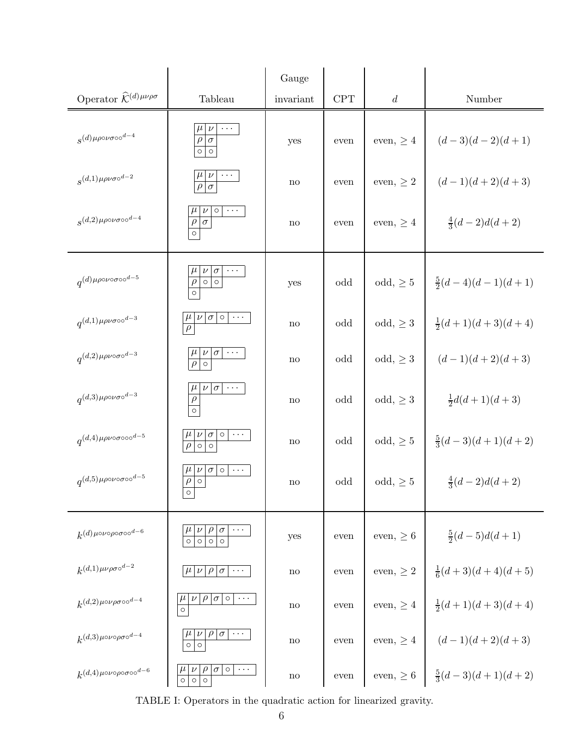| Operator $\widehat{\mathcal{K}}^{(d)\mu\nu\rho\sigma}$ | Tableau | Gauge invariant | CPT | $d$ | Number |
|---|---|---|---|---|---|
| $s^{(d)\mu\rho\circ\nu\sigma\circ\circ^{d-4}}$ | $\begin{array}{\|c\|c\|c\|}\hline \mu & \nu & \cdots \\ \hline \rho & \sigma \\ \cline{1-2} \circ & \circ \\ \cline{1-2}\end{array}$ | yes | even | even, $\geq 4$ | $(d-3)(d-2)(d+1)$ |
| $s^{(d,1)\mu\rho\nu\sigma\circ^{d-2}}$ | $\begin{array}{\|c\|c\|c\|}\hline \mu & \nu & \cdots \\ \hline \rho & \sigma \\ \cline{1-2}\end{array}$ | no | even | even, $\geq 2$ | $(d-1)(d+2)(d+3)$ |
| $s^{(d,2)\mu\rho\circ\nu\sigma\circ\circ^{d-4}}$ | $\begin{array}{\|c\|c\|c\|c\|}\hline \mu & \nu & \circ & \cdots \\ \hline \rho & \sigma \\ \cline{1-2} \circ \\ \cline{1-1}\end{array}$ | no | even | even, $\geq 4$ | $\frac{4}{3}(d-2)d(d+2)$ |
| $q^{(d)\mu\rho\circ\nu\circ\sigma\circ\circ^{d-5}}$ | $\begin{array}{\|c\|c\|c\|c\|}\hline \mu & \nu & \sigma & \cdots \\ \hline \rho & \circ & \circ \\ \cline{1-3} \circ \\ \cline{1-1}\end{array}$ | yes | odd | odd, $\geq 5$ | $\frac{5}{2}(d-4)(d-1)(d+1)$ |
| $q^{(d,1)\mu\rho\nu\sigma\circ\circ^{d-3}}$ | $\begin{array}{\|c\|c\|c\|c\|c\|}\hline \mu & \nu & \sigma & \circ & \cdots \\ \hline \rho \\ \cline{1-1}\end{array}$ | no | odd | odd, $\geq 3$ | $\frac{1}{2}(d+1)(d+3)(d+4)$ |
| $q^{(d,2)\mu\rho\nu\circ\sigma\circ^{d-3}}$ | $\begin{array}{\|c\|c\|c\|c\|}\hline \mu & \nu & \sigma & \cdots \\ \hline \rho & \circ \\ \cline{1-2}\end{array}$ | no | odd | odd, $\geq 3$ | $(d-1)(d+2)(d+3)$ |
| $q^{(d,3)\mu\rho\circ\nu\sigma\circ^{d-3}}$ | $\begin{array}{\|c\|c\|c\|c\|}\hline \mu & \nu & \sigma & \cdots \\ \hline \rho \\ \cline{1-1} \circ \\ \cline{1-1}\end{array}$ | no | odd | odd, $\geq 3$ | $\frac{1}{2}d(d+1)(d+3)$ |
| $q^{(d,4)\mu\rho\nu\circ\sigma\circ\circ\circ^{d-5}}$ | $\begin{array}{\|c\|c\|c\|c\|c\|}\hline \mu & \nu & \sigma & \circ & \cdots \\ \hline \rho & \circ & \circ \\ \cline{1-3}\end{array}$ | no | odd | odd, $\geq 5$ | $\frac{5}{3}(d-3)(d+1)(d+2)$ |
| $q^{(d,5)\mu\rho\circ\nu\circ\sigma\circ\circ^{d-5}}$ | $\begin{array}{\|c\|c\|c\|c\|c\|}\hline \mu & \nu & \sigma & \circ & \cdots \\ \hline \rho & \circ \\ \cline{1-2} \circ \\ \cline{1-1}\end{array}$ | no | odd | odd, $\geq 5$ | $\frac{4}{3}(d-2)d(d+2)$ |
| $k^{(d)\mu\circ\nu\circ\rho\circ\sigma\circ\circ^{d-6}}$ | $\begin{array}{\|c\|c\|c\|c\|c\|}\hline \mu & \nu & \rho & \sigma & \cdots \\ \hline \circ & \circ & \circ & \circ \\ \cline{1-4}\end{array}$ | yes | even | even, $\geq 6$ | $\frac{5}{2}(d-5)d(d+1)$ |
| $k^{(d,1)\mu\nu\rho\sigma\circ^{d-2}}$ | $\begin{array}{\|c\|c\|c\|c\|c\|}\hline \mu & \nu & \rho & \sigma & \cdots \\ \hline\end{array}$ | no | even | even, $\geq 2$ | $\frac{1}{6}(d+3)(d+4)(d+5)$ |
| $k^{(d,2)\mu\circ\nu\rho\sigma\circ\circ^{d-4}}$ | $\begin{array}{\|c\|c\|c\|c\|c\|c\|}\hline \mu & \nu & \rho & \sigma & \circ & \cdots \\ \hline \circ \\ \cline{1-1}\end{array}$ | no | even | even, $\geq 4$ | $\frac{1}{2}(d+1)(d+3)(d+4)$ |
| $k^{(d,3)\mu\circ\nu\circ\rho\sigma\circ^{d-4}}$ | $\begin{array}{\|c\|c\|c\|c\|c\|}\hline \mu & \nu & \rho & \sigma & \cdots \\ \hline \circ & \circ \\ \cline{1-2}\end{array}$ | no | even | even, $\geq 4$ | $(d-1)(d+2)(d+3)$ |
| $k^{(d,4)\mu\circ\nu\circ\rho\sigma\circ\circ^{d-6}}$ | $\begin{array}{\|c\|c\|c\|c\|c\|c\|}\hline \mu & \nu & \rho & \sigma & \circ & \cdots \\ \hline \circ & \circ & \circ \\ \cline{1-3}\end{array}$ | no | even | even, $\geq 6$ | $\frac{5}{3}(d-3)(d+1)(d+2)$ |

TABLE I: Operators in the quadratic action for linearized gravity.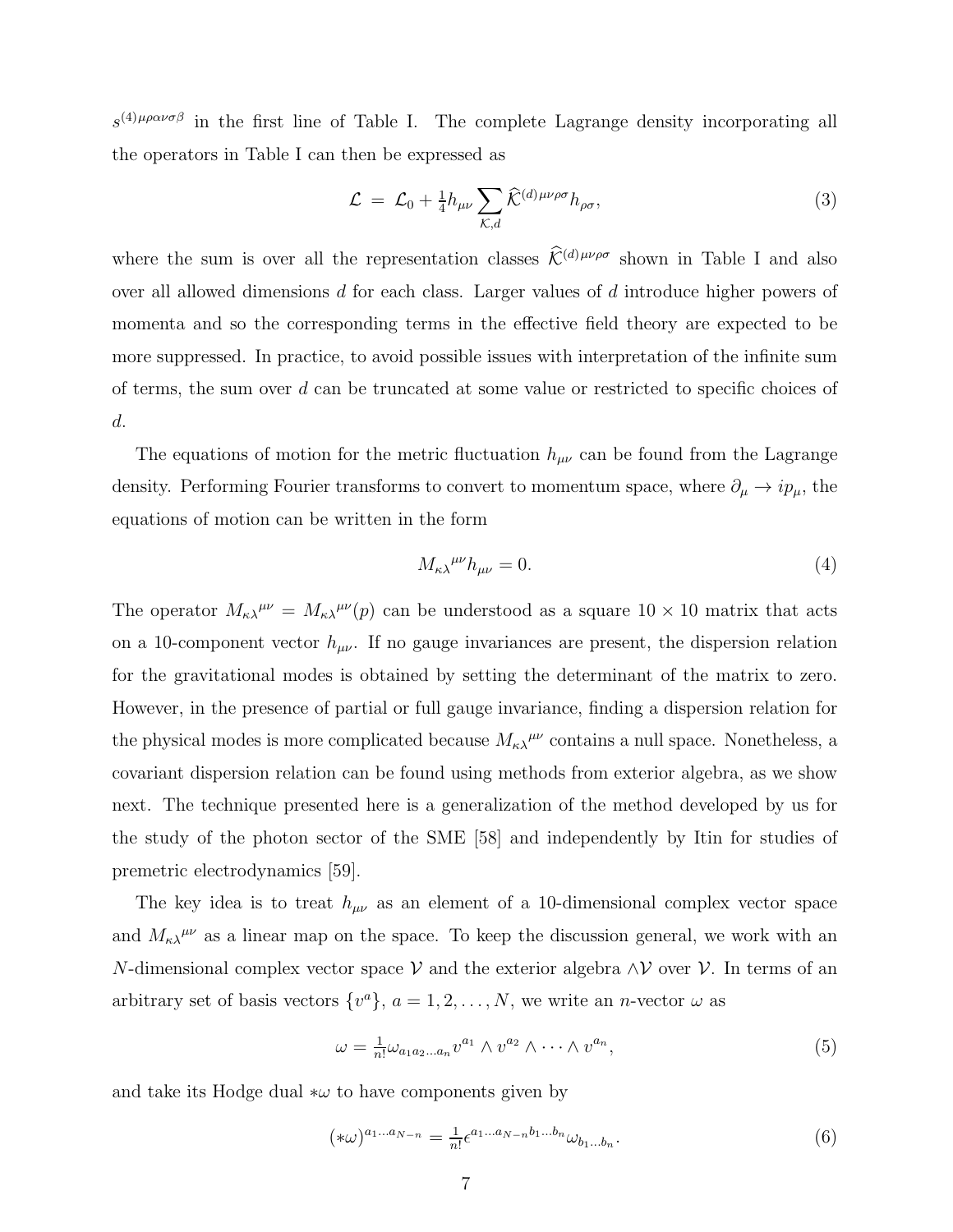$s^{(4)\mu\rho\alpha\nu\sigma\beta}$ in the first line of Table I. The complete Lagrange density incorporating all the operators in Table I can then be expressed as

$$\mathcal{L} = \mathcal{L}_0 + \tfrac{1}{4} h_{\mu\nu} \sum_{\mathcal{K},d} \widehat{\mathcal{K}}^{(d)\mu\nu\rho\sigma} h_{\rho\sigma}, \tag{3}$$

where the sum is over all the representation classes $\widehat{\mathcal{K}}^{(d)\mu\nu\rho\sigma}$ shown in Table I and also over all allowed dimensions $d$ for each class. Larger values of $d$ introduce higher powers of momenta and so the corresponding terms in the effective field theory are expected to be more suppressed. In practice, to avoid possible issues with interpretation of the infinite sum of terms, the sum over $d$ can be truncated at some value or restricted to specific choices of $d$.

The equations of motion for the metric fluctuation $h_{\mu\nu}$ can be found from the Lagrange density. Performing Fourier transforms to convert to momentum space, where $\partial_\mu \to i p_\mu$, the equations of motion can be written in the form

$$M_{\kappa\lambda}{}^{\mu\nu} h_{\mu\nu} = 0. \tag{4}$$

The operator $M_{\kappa\lambda}{}^{\mu\nu} = M_{\kappa\lambda}{}^{\mu\nu}(p)$ can be understood as a square $10 \times 10$ matrix that acts on a 10-component vector $h_{\mu\nu}$. If no gauge invariances are present, the dispersion relation for the gravitational modes is obtained by setting the determinant of the matrix to zero. However, in the presence of partial or full gauge invariance, finding a dispersion relation for the physical modes is more complicated because $M_{\kappa\lambda}{}^{\mu\nu}$ contains a null space. Nonetheless, a covariant dispersion relation can be found using methods from exterior algebra, as we show next. The technique presented here is a generalization of the method developed by us for the study of the photon sector of the SME [58] and independently by Itin for studies of premetric electrodynamics [59].

The key idea is to treat $h_{\mu\nu}$ as an element of a 10-dimensional complex vector space and $M_{\kappa\lambda}{}^{\mu\nu}$ as a linear map on the space. To keep the discussion general, we work with an $N$-dimensional complex vector space $\mathcal{V}$ and the exterior algebra $\wedge\mathcal{V}$ over $\mathcal{V}$. In terms of an arbitrary set of basis vectors $\{v^a\}$, $a = 1, 2, \ldots, N$, we write an $n$-vector $\omega$ as

$$\omega = \tfrac{1}{n!} \omega_{a_1 a_2 \ldots a_n} v^{a_1} \wedge v^{a_2} \wedge \cdots \wedge v^{a_n}, \tag{5}$$

and take its Hodge dual $*\omega$ to have components given by

$$(*\omega)^{a_1 \ldots a_{N-n}} = \tfrac{1}{n!} \epsilon^{a_1 \ldots a_{N-n} b_1 \ldots b_n} \omega_{b_1 \ldots b_n}. \tag{6}$$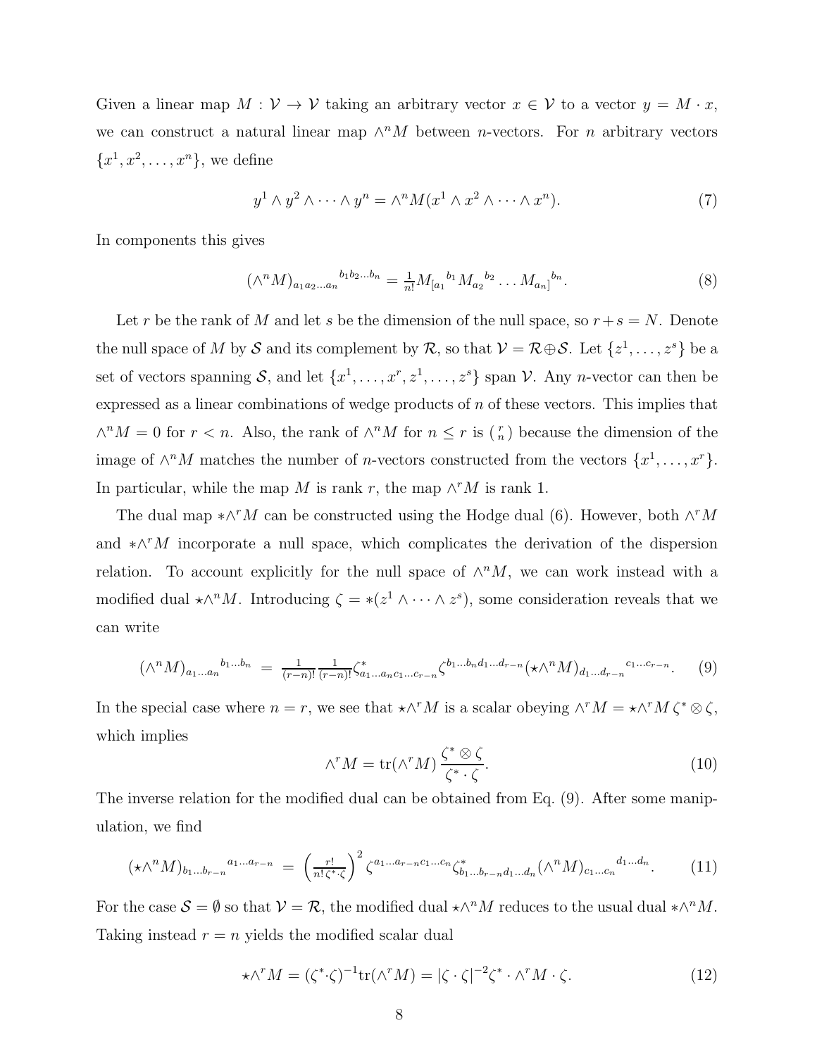Given a linear map $M : \mathcal{V} \to \mathcal{V}$ taking an arbitrary vector $x \in \mathcal{V}$ to a vector $y = M \cdot x$, we can construct a natural linear map $\wedge^n M$ between $n$-vectors. For $n$ arbitrary vectors $\{x^1, x^2, \ldots, x^n\}$, we define

$$y^1 \wedge y^2 \wedge \cdots \wedge y^n = \wedge^n M(x^1 \wedge x^2 \wedge \cdots \wedge x^n). \tag{7}$$

In components this gives

$$(\wedge^n M)_{a_1 a_2 \ldots a_n}{}^{b_1 b_2 \ldots b_n} = \tfrac{1}{n!} M_{[a_1}{}^{b_1} M_{a_2}{}^{b_2} \ldots M_{a_n]}{}^{b_n}. \tag{8}$$

Let $r$ be the rank of $M$ and let $s$ be the dimension of the null space, so $r + s = N$. Denote the null space of $M$ by $\mathcal{S}$ and its complement by $\mathcal{R}$, so that $\mathcal{V} = \mathcal{R} \oplus \mathcal{S}$. Let $\{z^1, \ldots, z^s\}$ be a set of vectors spanning $\mathcal{S}$, and let $\{x^1, \ldots, x^r, z^1, \ldots, z^s\}$ span $\mathcal{V}$. Any $n$-vector can then be expressed as a linear combinations of wedge products of $n$ of these vectors. This implies that $\wedge^n M = 0$ for $r < n$. Also, the rank of $\wedge^n M$ for $n \leq r$ is $\binom{r}{n}$ because the dimension of the image of $\wedge^n M$ matches the number of $n$-vectors constructed from the vectors $\{x^1, \ldots, x^r\}$. In particular, while the map $M$ is rank $r$, the map $\wedge^r M$ is rank 1.

The dual map $*\wedge^r M$ can be constructed using the Hodge dual (6). However, both $\wedge^r M$ and $*\wedge^r M$ incorporate a null space, which complicates the derivation of the dispersion relation. To account explicitly for the null space of $\wedge^n M$, we can work instead with a modified dual $\star\wedge^n M$. Introducing $\zeta = *(z^1 \wedge \cdots \wedge z^s)$, some consideration reveals that we can write

$$(\wedge^n M)_{a_1 \ldots a_n}{}^{b_1 \ldots b_n} \;=\; \tfrac{1}{(r-n)!} \tfrac{1}{(r-n)!} \zeta^*_{a_1 \ldots a_n c_1 \ldots c_{r-n}} \zeta^{b_1 \ldots b_n d_1 \ldots d_{r-n}} (\star\wedge^n M)_{d_1 \ldots d_{r-n}}{}^{c_1 \ldots c_{r-n}}. \tag{9}$$

In the special case where $n = r$, we see that $\star\wedge^r M$ is a scalar obeying $\wedge^r M = \star\wedge^r M \, \zeta^* \otimes \zeta$, which implies

$$\wedge^r M = \mathrm{tr}(\wedge^r M) \frac{\zeta^* \otimes \zeta}{\zeta^* \cdot \zeta}. \tag{10}$$

The inverse relation for the modified dual can be obtained from Eq. (9). After some manipulation, we find

$$(\star\wedge^n M)_{b_1 \ldots b_{r-n}}{}^{a_1 \ldots a_{r-n}} \;=\; \left( \tfrac{r!}{n! \, \zeta^* \cdot \zeta} \right)^2 \zeta^{a_1 \ldots a_{r-n} c_1 \ldots c_n} \zeta^*_{b_1 \ldots b_{r-n} d_1 \ldots d_n} (\wedge^n M)_{c_1 \ldots c_n}{}^{d_1 \ldots d_n}. \tag{11}$$

For the case $\mathcal{S} = \emptyset$ so that $\mathcal{V} = \mathcal{R}$, the modified dual $\star\wedge^n M$ reduces to the usual dual $*\wedge^n M$. Taking instead $r = n$ yields the modified scalar dual

$$\star\wedge^r M = (\zeta^* \cdot \zeta)^{-1} \mathrm{tr}(\wedge^r M) = |\zeta \cdot \zeta|^{-2} \zeta^* \cdot \wedge^r M \cdot \zeta. \tag{12}$$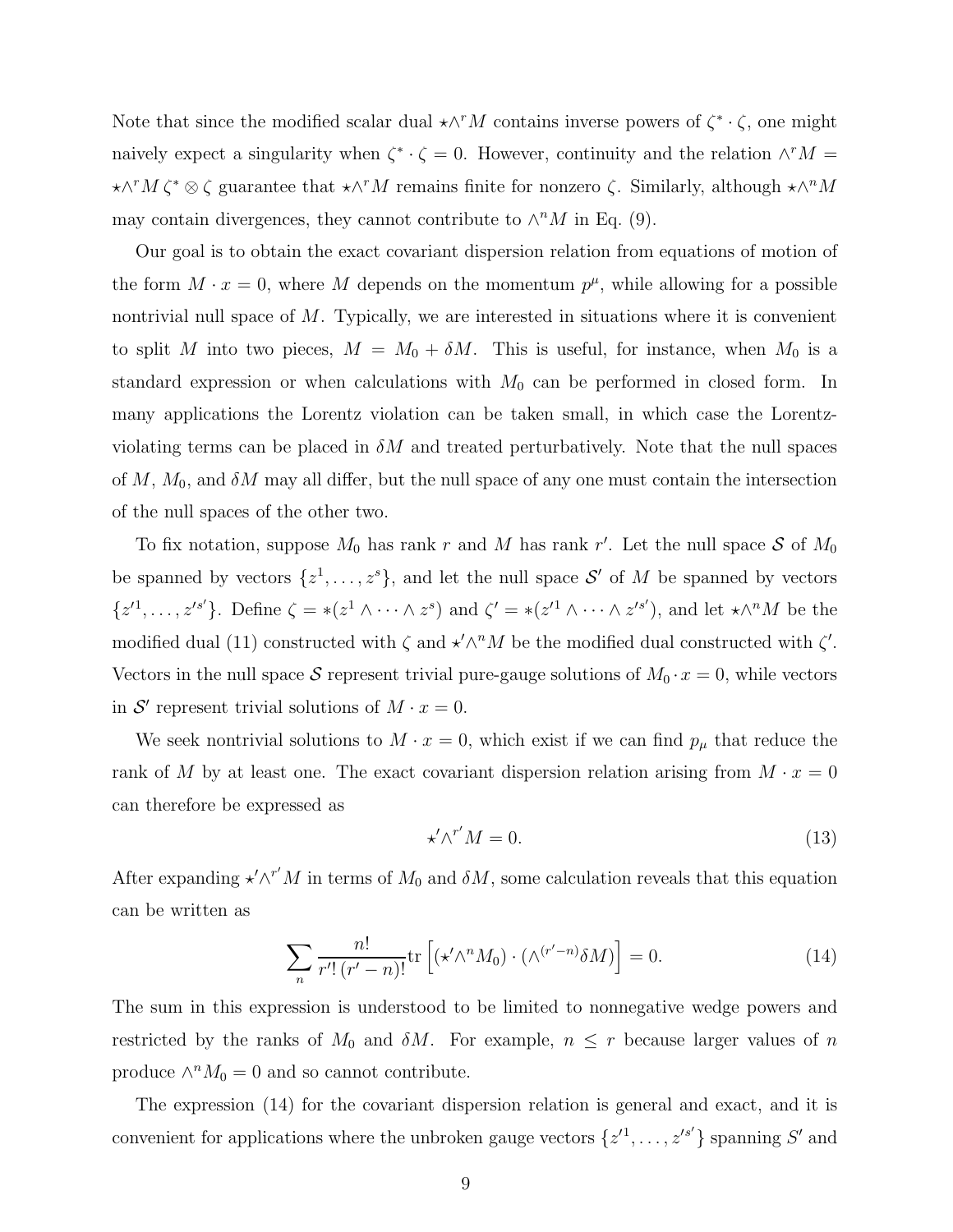Note that since the modified scalar dual $\star\wedge^r M$ contains inverse powers of $\zeta^* \cdot \zeta$, one might naively expect a singularity when $\zeta^* \cdot \zeta = 0$. However, continuity and the relation $\wedge^r M = \star\wedge^r M \, \zeta^* \otimes \zeta$ guarantee that $\star\wedge^r M$ remains finite for nonzero $\zeta$. Similarly, although $\star\wedge^n M$ may contain divergences, they cannot contribute to $\wedge^n M$ in Eq. (9).

Our goal is to obtain the exact covariant dispersion relation from equations of motion of the form $M \cdot x = 0$, where $M$ depends on the momentum $p^\mu$, while allowing for a possible nontrivial null space of $M$. Typically, we are interested in situations where it is convenient to split $M$ into two pieces, $M = M_0 + \delta M$. This is useful, for instance, when $M_0$ is a standard expression or when calculations with $M_0$ can be performed in closed form. In many applications the Lorentz violation can be taken small, in which case the Lorentz-violating terms can be placed in $\delta M$ and treated perturbatively. Note that the null spaces of $M$, $M_0$, and $\delta M$ may all differ, but the null space of any one must contain the intersection of the null spaces of the other two.

To fix notation, suppose $M_0$ has rank $r$ and $M$ has rank $r'$. Let the null space $\mathcal{S}$ of $M_0$ be spanned by vectors $\{z^1, \ldots, z^s\}$, and let the null space $\mathcal{S}'$ of $M$ be spanned by vectors $\{z'^1, \ldots, z'^{s'}\}$. Define $\zeta = *(z^1 \wedge \cdots \wedge z^s)$ and $\zeta' = *(z'^1 \wedge \cdots \wedge z'^{s'})$, and let $\star\wedge^n M$ be the modified dual (11) constructed with $\zeta$ and $\star'\wedge^n M$ be the modified dual constructed with $\zeta'$. Vectors in the null space $\mathcal{S}$ represent trivial pure-gauge solutions of $M_0 \cdot x = 0$, while vectors in $\mathcal{S}'$ represent trivial solutions of $M \cdot x = 0$.

We seek nontrivial solutions to $M \cdot x = 0$, which exist if we can find $p_\mu$ that reduce the rank of $M$ by at least one. The exact covariant dispersion relation arising from $M \cdot x = 0$ can therefore be expressed as

$$\star'\wedge^{r'} M = 0. \tag{13}$$

After expanding $\star'\wedge^{r'} M$ in terms of $M_0$ and $\delta M$, some calculation reveals that this equation can be written as

$$\sum_n \frac{n!}{r'!\,(r'-n)!} \mathrm{tr}\left[ (\star'\wedge^n M_0) \cdot (\wedge^{(r'-n)} \delta M) \right] = 0. \tag{14}$$

The sum in this expression is understood to be limited to nonnegative wedge powers and restricted by the ranks of $M_0$ and $\delta M$. For example, $n \le r$ because larger values of $n$ produce $\wedge^n M_0 = 0$ and so cannot contribute.

The expression (14) for the covariant dispersion relation is general and exact, and it is convenient for applications where the unbroken gauge vectors $\{z'^1, \ldots, z'^{s'}\}$ spanning $S'$ and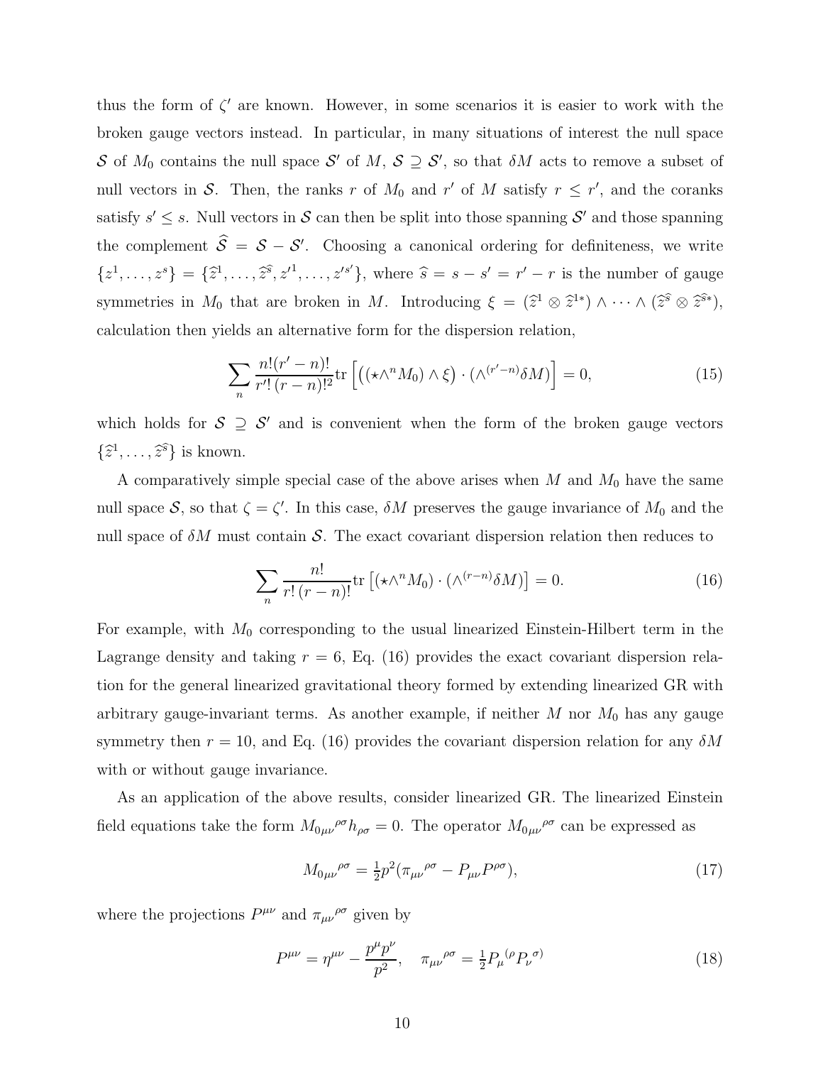thus the form of $\zeta'$ are known. However, in some scenarios it is easier to work with the broken gauge vectors instead. In particular, in many situations of interest the null space $\mathcal{S}$ of $M_0$ contains the null space $\mathcal{S}'$ of $M$, $\mathcal{S} \supseteq \mathcal{S}'$, so that $\delta M$ acts to remove a subset of null vectors in $\mathcal{S}$. Then, the ranks $r$ of $M_0$ and $r'$ of $M$ satisfy $r \leq r'$, and the coranks satisfy $s' \leq s$. Null vectors in $\mathcal{S}$ can then be split into those spanning $\mathcal{S}'$ and those spanning the complement $\widehat{\mathcal{S}} = \mathcal{S} - \mathcal{S}'$. Choosing a canonical ordering for definiteness, we write $\{z^1, \ldots, z^s\} = \{\widehat{z}^1, \ldots, \widehat{z}^{\widehat{s}}, z'^1, \ldots, z'^{s'}\}$, where $\widehat{s} = s - s' = r' - r$ is the number of gauge symmetries in $M_0$ that are broken in $M$. Introducing $\xi = (\widehat{z}^1 \otimes \widehat{z}^{1*}) \wedge \cdots \wedge (\widehat{z}^{\widehat{s}} \otimes \widehat{z}^{\widehat{s}*})$, calculation then yields an alternative form for the dispersion relation,

$$\sum_n \frac{n!(r'-n)!}{r'!\,(r-n)!^2} \mathrm{tr}\left[\left((\star\wedge^n M_0) \wedge \xi\right) \cdot (\wedge^{(r'-n)} \delta M)\right] = 0, \tag{15}$$

which holds for $\mathcal{S} \supseteq \mathcal{S}'$ and is convenient when the form of the broken gauge vectors $\{\widehat{z}^1, \ldots, \widehat{z}^{\widehat{s}}\}$ is known.

A comparatively simple special case of the above arises when $M$ and $M_0$ have the same null space $\mathcal{S}$, so that $\zeta = \zeta'$. In this case, $\delta M$ preserves the gauge invariance of $M_0$ and the null space of $\delta M$ must contain $\mathcal{S}$. The exact covariant dispersion relation then reduces to

$$\sum_n \frac{n!}{r!\,(r-n)!} \mathrm{tr}\left[(\star\wedge^n M_0) \cdot (\wedge^{(r-n)} \delta M)\right] = 0. \tag{16}$$

For example, with $M_0$ corresponding to the usual linearized Einstein-Hilbert term in the Lagrange density and taking $r = 6$, Eq. (16) provides the exact covariant dispersion relation for the general linearized gravitational theory formed by extending linearized GR with arbitrary gauge-invariant terms. As another example, if neither $M$ nor $M_0$ has any gauge symmetry then $r = 10$, and Eq. (16) provides the covariant dispersion relation for any $\delta M$ with or without gauge invariance.

As an application of the above results, consider linearized GR. The linearized Einstein field equations take the form ${M_0}_{\mu\nu}{}^{\rho\sigma} h_{\rho\sigma} = 0$. The operator ${M_0}_{\mu\nu}{}^{\rho\sigma}$ can be expressed as

$${M_0}_{\mu\nu}{}^{\rho\sigma} = \tfrac{1}{2} p^2 (\pi_{\mu\nu}{}^{\rho\sigma} - P_{\mu\nu} P^{\rho\sigma}), \tag{17}$$

where the projections $P^{\mu\nu}$ and $\pi_{\mu\nu}{}^{\rho\sigma}$ given by

$$P^{\mu\nu} = \eta^{\mu\nu} - \frac{p^\mu p^\nu}{p^2}, \quad \pi_{\mu\nu}{}^{\rho\sigma} = \tfrac{1}{2} P_\mu{}^{(\rho} P_\nu{}^{\sigma)} \tag{18}$$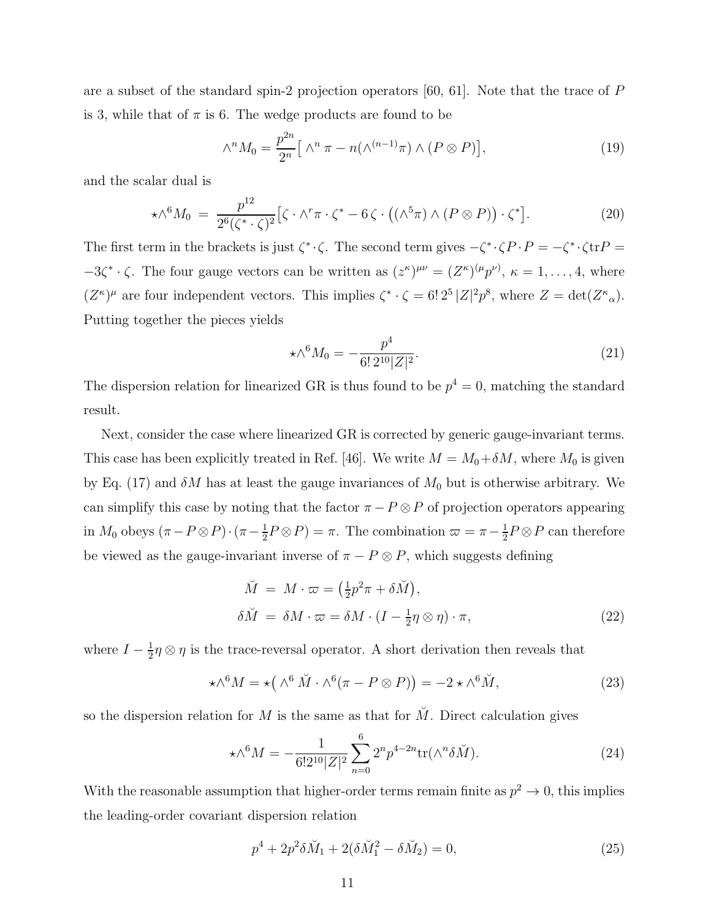are a subset of the standard spin-2 projection operators [60, 61]. Note that the trace of $P$ is 3, while that of $\pi$ is 6. The wedge products are found to be

$$\wedge^n M_0 = \frac{p^{2n}}{2^n}\big[\wedge^n \pi - n(\wedge^{(n-1)}\pi)\wedge(P\otimes P)\big], \tag{19}$$

and the scalar dual is

$$\star\wedge^6 M_0 \;=\; \frac{p^{12}}{2^6(\zeta^*\cdot\zeta)^2}\big[\zeta\cdot\wedge^r\pi\cdot\zeta^* - 6\,\zeta\cdot\big((\wedge^5\pi)\wedge(P\otimes P)\big)\cdot\zeta^*\big]. \tag{20}$$

The first term in the brackets is just $\zeta^*\cdot\zeta$. The second term gives $-\zeta^*\cdot\zeta P\cdot P = -\zeta^*\cdot\zeta \mathrm{tr}P = -3\zeta^*\cdot\zeta$. The four gauge vectors can be written as $(z^\kappa)^{\mu\nu} = (Z^\kappa)^{(\mu}p^{\nu)}$, $\kappa = 1,\ldots,4$, where $(Z^\kappa)^\mu$ are four independent vectors. This implies $\zeta^*\cdot\zeta = 6!\,2^5\,|Z|^2p^8$, where $Z = \det(Z^\kappa{}_\alpha)$. Putting together the pieces yields

$$\star\wedge^6 M_0 = -\frac{p^4}{6!\,2^{10}|Z|^2}. \tag{21}$$

The dispersion relation for linearized GR is thus found to be $p^4 = 0$, matching the standard result.

Next, consider the case where linearized GR is corrected by generic gauge-invariant terms. This case has been explicitly treated in Ref. [46]. We write $M = M_0 + \delta M$, where $M_0$ is given by Eq. (17) and $\delta M$ has at least the gauge invariances of $M_0$ but is otherwise arbitrary. We can simplify this case by noting that the factor $\pi - P\otimes P$ of projection operators appearing in $M_0$ obeys $(\pi - P\otimes P)\cdot(\pi - \frac{1}{2}P\otimes P) = \pi$. The combination $\varpi = \pi - \frac{1}{2}P\otimes P$ can therefore be viewed as the gauge-invariant inverse of $\pi - P\otimes P$, which suggests defining

$$\begin{aligned}\breve{M} \;&=\; M\cdot\varpi = \big(\tfrac{1}{2}p^2\pi + \delta\breve{M}\big),\\ \delta\breve{M} \;&=\; \delta M\cdot\varpi = \delta M\cdot(I - \tfrac{1}{2}\eta\otimes\eta)\cdot\pi,\end{aligned} \tag{22}$$

where $I - \frac{1}{2}\eta\otimes\eta$ is the trace-reversal operator. A short derivation then reveals that

$$\star\wedge^6 M = \star\big(\wedge^6\breve{M}\cdot\wedge^6(\pi - P\otimes P)\big) = -2\star\wedge^6\breve{M}, \tag{23}$$

so the dispersion relation for $M$ is the same as that for $\breve{M}$. Direct calculation gives

$$\star\wedge^6 M = -\frac{1}{6!2^{10}|Z|^2}\sum_{n=0}^{6} 2^n p^{4-2n}\mathrm{tr}(\wedge^n\delta\breve{M}). \tag{24}$$

With the reasonable assumption that higher-order terms remain finite as $p^2 \to 0$, this implies the leading-order covariant dispersion relation

$$p^4 + 2p^2\delta\breve{M}_1 + 2(\delta\breve{M}_1^2 - \delta\breve{M}_2) = 0, \tag{25}$$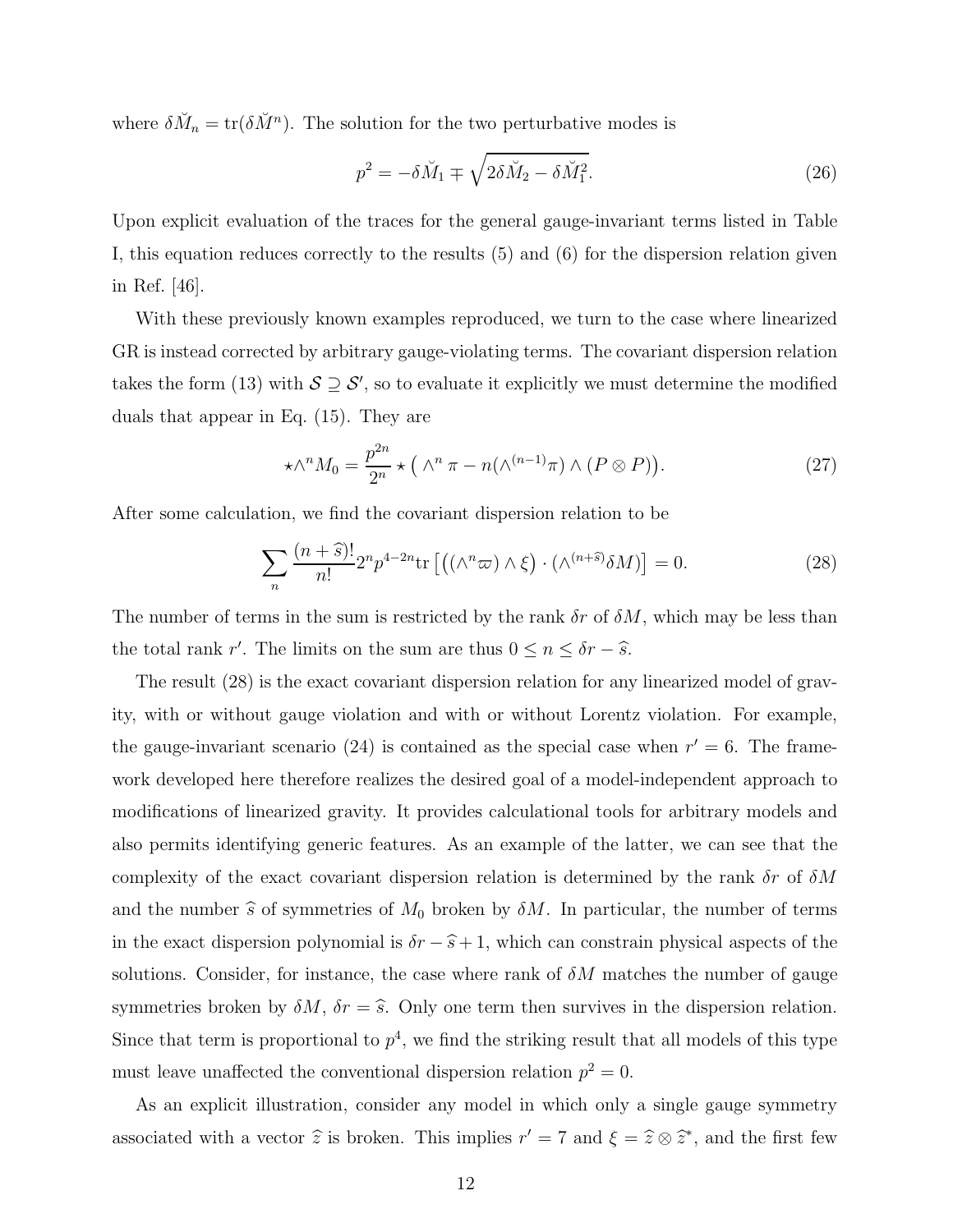where $\delta\breve{M}_n = \mathrm{tr}(\delta\breve{M}^n)$. The solution for the two perturbative modes is

$$p^2 = -\delta\breve{M}_1 \mp \sqrt{2\delta\breve{M}_2 - \delta\breve{M}_1^2}. \tag{26}$$

Upon explicit evaluation of the traces for the general gauge-invariant terms listed in Table I, this equation reduces correctly to the results (5) and (6) for the dispersion relation given in Ref. [46].

With these previously known examples reproduced, we turn to the case where linearized GR is instead corrected by arbitrary gauge-violating terms. The covariant dispersion relation takes the form (13) with $\mathcal{S} \supseteq \mathcal{S}'$, so to evaluate it explicitly we must determine the modified duals that appear in Eq. (15). They are

$$\star\wedge^n M_0 = \frac{p^{2n}}{2^n} \star \big( \wedge^n \pi - n(\wedge^{(n-1)}\pi) \wedge (P \otimes P)\big). \tag{27}$$

After some calculation, we find the covariant dispersion relation to be

$$\sum_n \frac{(n+\widehat{s})!}{n!} 2^n p^{4-2n} \mathrm{tr}\left[\left((\wedge^n \varpi) \wedge \xi\right) \cdot (\wedge^{(n+\widehat{s})} \delta M)\right] = 0. \tag{28}$$

The number of terms in the sum is restricted by the rank $\delta r$ of $\delta M$, which may be less than the total rank $r'$. The limits on the sum are thus $0 \le n \le \delta r - \widehat{s}$.

The result (28) is the exact covariant dispersion relation for any linearized model of gravity, with or without gauge violation and with or without Lorentz violation. For example, the gauge-invariant scenario (24) is contained as the special case when $r' = 6$. The framework developed here therefore realizes the desired goal of a model-independent approach to modifications of linearized gravity. It provides calculational tools for arbitrary models and also permits identifying generic features. As an example of the latter, we can see that the complexity of the exact covariant dispersion relation is determined by the rank $\delta r$ of $\delta M$ and the number $\widehat{s}$ of symmetries of $M_0$ broken by $\delta M$. In particular, the number of terms in the exact dispersion polynomial is $\delta r - \widehat{s} + 1$, which can constrain physical aspects of the solutions. Consider, for instance, the case where rank of $\delta M$ matches the number of gauge symmetries broken by $\delta M$, $\delta r = \widehat{s}$. Only one term then survives in the dispersion relation. Since that term is proportional to $p^4$, we find the striking result that all models of this type must leave unaffected the conventional dispersion relation $p^2 = 0$.

As an explicit illustration, consider any model in which only a single gauge symmetry associated with a vector $\widehat{z}$ is broken. This implies $r' = 7$ and $\xi = \widehat{z} \otimes \widehat{z}^*$, and the first few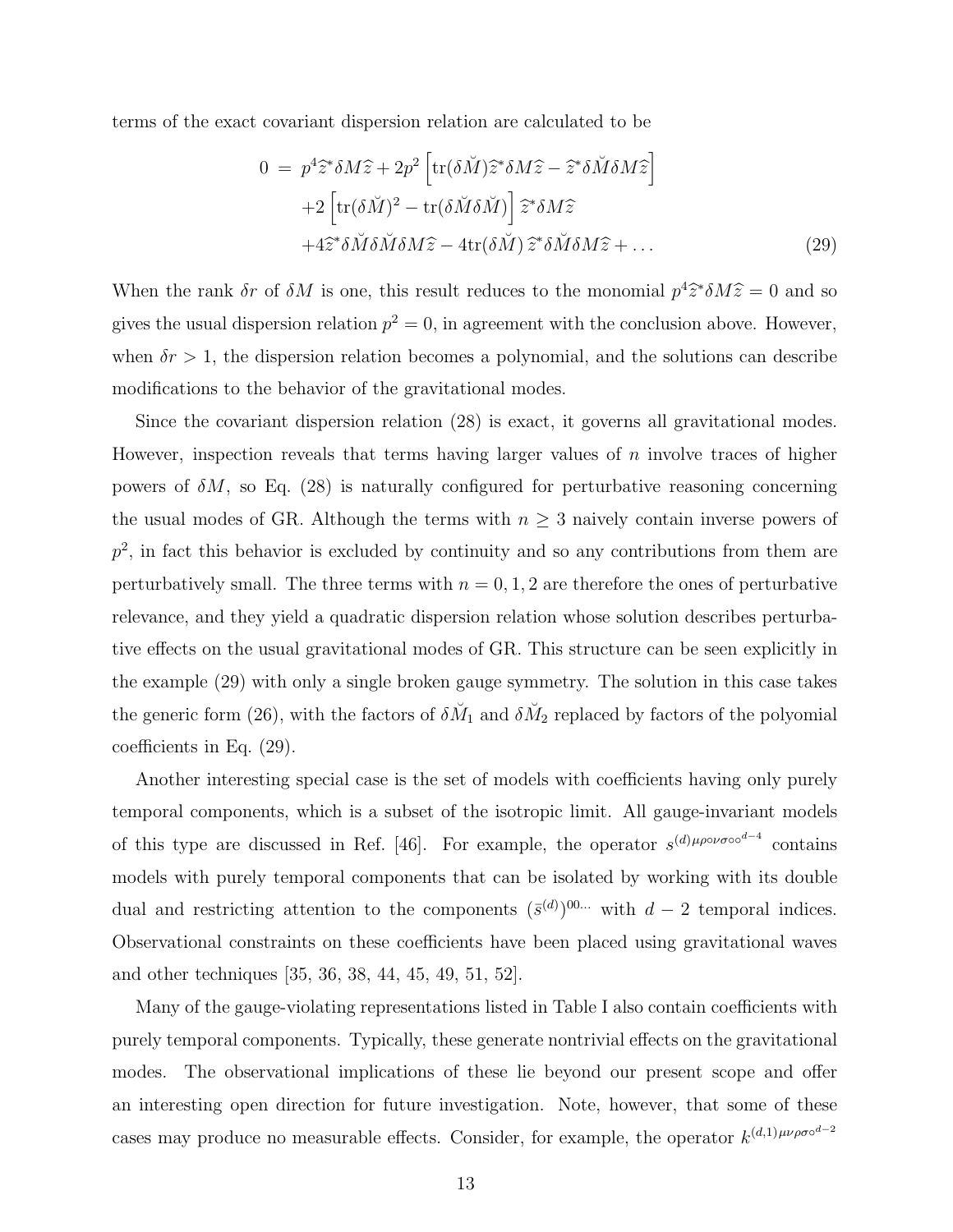terms of the exact covariant dispersion relation are calculated to be

$$
\begin{aligned}
0 \ =\ & p^4 \widehat{z}^* \delta M \widehat{z} + 2p^2 \left[ \mathrm{tr}(\delta \breve{M}) \widehat{z}^* \delta M \widehat{z} - \widehat{z}^* \delta \breve{M} \delta M \widehat{z} \right] \\
& + 2 \left[ \mathrm{tr}(\delta \breve{M})^2 - \mathrm{tr}(\delta \breve{M} \delta \breve{M}) \right] \widehat{z}^* \delta M \widehat{z} \\
& + 4 \widehat{z}^* \delta \breve{M} \delta \breve{M} \delta M \widehat{z} - 4 \mathrm{tr}(\delta \breve{M})\, \widehat{z}^* \delta \breve{M} \delta M \widehat{z} + \ldots
\end{aligned}
\tag{29}
$$

When the rank $\delta r$ of $\delta M$ is one, this result reduces to the monomial $p^4 \widehat{z}^* \delta M \widehat{z} = 0$ and so gives the usual dispersion relation $p^2 = 0$, in agreement with the conclusion above. However, when $\delta r > 1$, the dispersion relation becomes a polynomial, and the solutions can describe modifications to the behavior of the gravitational modes.

Since the covariant dispersion relation (28) is exact, it governs all gravitational modes. However, inspection reveals that terms having larger values of $n$ involve traces of higher powers of $\delta M$, so Eq. (28) is naturally configured for perturbative reasoning concerning the usual modes of GR. Although the terms with $n \geq 3$ naively contain inverse powers of $p^2$, in fact this behavior is excluded by continuity and so any contributions from them are perturbatively small. The three terms with $n = 0, 1, 2$ are therefore the ones of perturbative relevance, and they yield a quadratic dispersion relation whose solution describes perturbative effects on the usual gravitational modes of GR. This structure can be seen explicitly in the example (29) with only a single broken gauge symmetry. The solution in this case takes the generic form (26), with the factors of $\delta \breve{M}_1$ and $\delta \breve{M}_2$ replaced by factors of the polyomial coefficients in Eq. (29).

Another interesting special case is the set of models with coefficients having only purely temporal components, which is a subset of the isotropic limit. All gauge-invariant models of this type are discussed in Ref. [46]. For example, the operator $s^{(d)\mu\rho\circ\nu\sigma\circ\circ^{d-4}}$ contains models with purely temporal components that can be isolated by working with its double dual and restricting attention to the components $(\bar{s}^{(d)})^{00\ldots}$ with $d-2$ temporal indices. Observational constraints on these coefficients have been placed using gravitational waves and other techniques [35, 36, 38, 44, 45, 49, 51, 52].

Many of the gauge-violating representations listed in Table I also contain coefficients with purely temporal components. Typically, these generate nontrivial effects on the gravitational modes. The observational implications of these lie beyond our present scope and offer an interesting open direction for future investigation. Note, however, that some of these cases may produce no measurable effects. Consider, for example, the operator $k^{(d,1)\mu\nu\rho\sigma\circ^{d-2}}$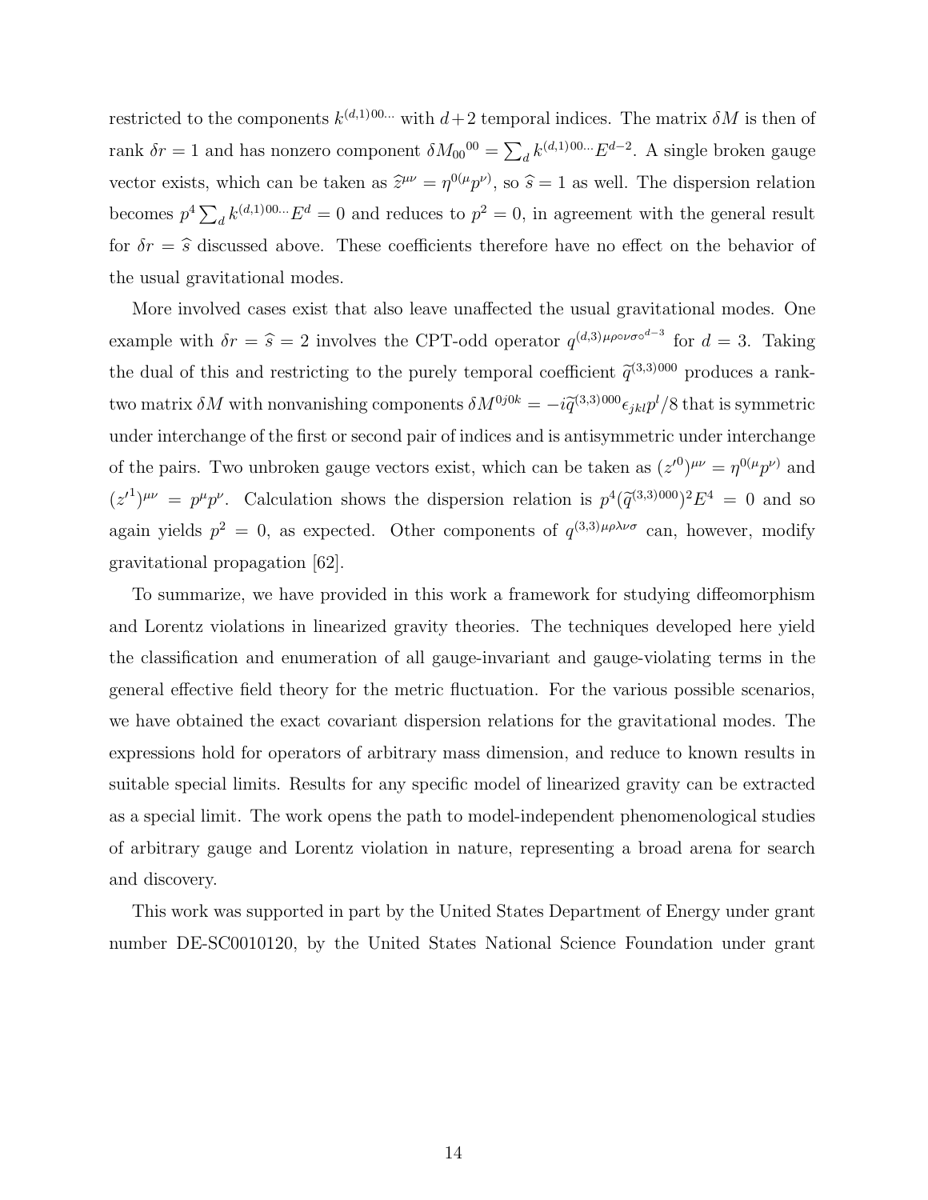restricted to the components $k^{(d,1)00\ldots}$ with $d+2$ temporal indices. The matrix $\delta M$ is then of rank $\delta r = 1$ and has nonzero component $\delta M_{00}{}^{00} = \sum_d k^{(d,1)00\ldots} E^{d-2}$. A single broken gauge vector exists, which can be taken as $\widehat{z}^{\mu\nu} = \eta^{0(\mu} p^{\nu)}$, so $\widehat{s} = 1$ as well. The dispersion relation becomes $p^4 \sum_d k^{(d,1)00\ldots} E^d = 0$ and reduces to $p^2 = 0$, in agreement with the general result for $\delta r = \widehat{s}$ discussed above. These coefficients therefore have no effect on the behavior of the usual gravitational modes.

More involved cases exist that also leave unaffected the usual gravitational modes. One example with $\delta r = \widehat{s} = 2$ involves the CPT-odd operator $q^{(d,3)\mu\rho\circ\nu\sigma\circ^{d-3}}$ for $d = 3$. Taking the dual of this and restricting to the purely temporal coefficient $\widetilde{q}^{(3,3)000}$ produces a rank-two matrix $\delta M$ with nonvanishing components $\delta M^{0j0k} = -i\widetilde{q}^{(3,3)000}\epsilon_{jkl}p^l/8$ that is symmetric under interchange of the first or second pair of indices and is antisymmetric under interchange of the pairs. Two unbroken gauge vectors exist, which can be taken as $(z'^0)^{\mu\nu} = \eta^{0(\mu}p^{\nu)}$ and $(z'^1)^{\mu\nu} = p^\mu p^\nu$. Calculation shows the dispersion relation is $p^4(\widetilde{q}^{(3,3)000})^2 E^4 = 0$ and so again yields $p^2 = 0$, as expected. Other components of $q^{(3,3)\mu\rho\lambda\nu\sigma}$ can, however, modify gravitational propagation [62].

To summarize, we have provided in this work a framework for studying diffeomorphism and Lorentz violations in linearized gravity theories. The techniques developed here yield the classification and enumeration of all gauge-invariant and gauge-violating terms in the general effective field theory for the metric fluctuation. For the various possible scenarios, we have obtained the exact covariant dispersion relations for the gravitational modes. The expressions hold for operators of arbitrary mass dimension, and reduce to known results in suitable special limits. Results for any specific model of linearized gravity can be extracted as a special limit. The work opens the path to model-independent phenomenological studies of arbitrary gauge and Lorentz violation in nature, representing a broad arena for search and discovery.

This work was supported in part by the United States Department of Energy under grant number DE-SC0010120, by the United States National Science Foundation under grant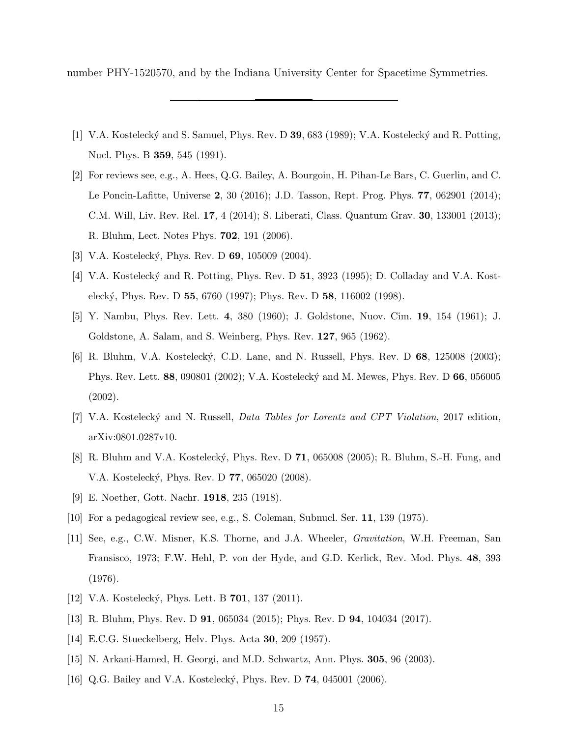number PHY-1520570, and by the Indiana University Center for Spacetime Symmetries.

---

[1] V.A. Kostelecký and S. Samuel, Phys. Rev. D **39**, 683 (1989); V.A. Kostelecký and R. Potting, Nucl. Phys. B **359**, 545 (1991).

[2] For reviews see, e.g., A. Hees, Q.G. Bailey, A. Bourgoin, H. Pihan-Le Bars, C. Guerlin, and C. Le Poncin-Lafitte, Universe **2**, 30 (2016); J.D. Tasson, Rept. Prog. Phys. **77**, 062901 (2014); C.M. Will, Liv. Rev. Rel. **17**, 4 (2014); S. Liberati, Class. Quantum Grav. **30**, 133001 (2013); R. Bluhm, Lect. Notes Phys. **702**, 191 (2006).

[3] V.A. Kostelecký, Phys. Rev. D **69**, 105009 (2004).

[4] V.A. Kostelecký and R. Potting, Phys. Rev. D **51**, 3923 (1995); D. Colladay and V.A. Kostelecký, Phys. Rev. D **55**, 6760 (1997); Phys. Rev. D **58**, 116002 (1998).

[5] Y. Nambu, Phys. Rev. Lett. **4**, 380 (1960); J. Goldstone, Nuov. Cim. **19**, 154 (1961); J. Goldstone, A. Salam, and S. Weinberg, Phys. Rev. **127**, 965 (1962).

[6] R. Bluhm, V.A. Kostelecký, C.D. Lane, and N. Russell, Phys. Rev. D **68**, 125008 (2003); Phys. Rev. Lett. **88**, 090801 (2002); V.A. Kostelecký and M. Mewes, Phys. Rev. D **66**, 056005 (2002).

[7] V.A. Kostelecký and N. Russell, *Data Tables for Lorentz and CPT Violation*, 2017 edition, arXiv:0801.0287v10.

[8] R. Bluhm and V.A. Kostelecký, Phys. Rev. D **71**, 065008 (2005); R. Bluhm, S.-H. Fung, and V.A. Kostelecký, Phys. Rev. D **77**, 065020 (2008).

[9] E. Noether, Gott. Nachr. **1918**, 235 (1918).

[10] For a pedagogical review see, e.g., S. Coleman, Subnucl. Ser. **11**, 139 (1975).

[11] See, e.g., C.W. Misner, K.S. Thorne, and J.A. Wheeler, *Gravitation*, W.H. Freeman, San Fransisco, 1973; F.W. Hehl, P. von der Hyde, and G.D. Kerlick, Rev. Mod. Phys. **48**, 393 (1976).

[12] V.A. Kostelecký, Phys. Lett. B **701**, 137 (2011).

[13] R. Bluhm, Phys. Rev. D **91**, 065034 (2015); Phys. Rev. D **94**, 104034 (2017).

[14] E.C.G. Stueckelberg, Helv. Phys. Acta **30**, 209 (1957).

[15] N. Arkani-Hamed, H. Georgi, and M.D. Schwartz, Ann. Phys. **305**, 96 (2003).

[16] Q.G. Bailey and V.A. Kostelecký, Phys. Rev. D **74**, 045001 (2006).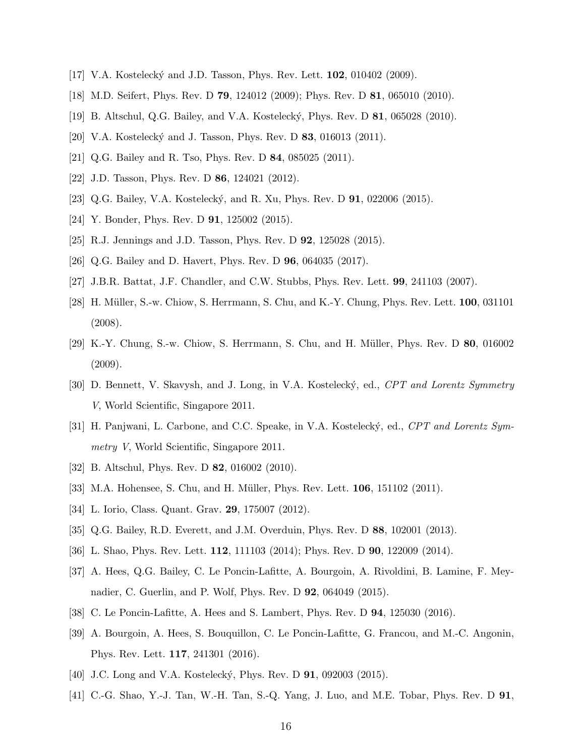[17] V.A. Kostelecký and J.D. Tasson, Phys. Rev. Lett. **102**, 010402 (2009).

[18] M.D. Seifert, Phys. Rev. D **79**, 124012 (2009); Phys. Rev. D **81**, 065010 (2010).

[19] B. Altschul, Q.G. Bailey, and V.A. Kostelecký, Phys. Rev. D **81**, 065028 (2010).

[20] V.A. Kostelecký and J. Tasson, Phys. Rev. D **83**, 016013 (2011).

[21] Q.G. Bailey and R. Tso, Phys. Rev. D **84**, 085025 (2011).

[22] J.D. Tasson, Phys. Rev. D **86**, 124021 (2012).

[23] Q.G. Bailey, V.A. Kostelecký, and R. Xu, Phys. Rev. D **91**, 022006 (2015).

[24] Y. Bonder, Phys. Rev. D **91**, 125002 (2015).

[25] R.J. Jennings and J.D. Tasson, Phys. Rev. D **92**, 125028 (2015).

[26] Q.G. Bailey and D. Havert, Phys. Rev. D **96**, 064035 (2017).

[27] J.B.R. Battat, J.F. Chandler, and C.W. Stubbs, Phys. Rev. Lett. **99**, 241103 (2007).

[28] H. Müller, S.-w. Chiow, S. Herrmann, S. Chu, and K.-Y. Chung, Phys. Rev. Lett. **100**, 031101 (2008).

[29] K.-Y. Chung, S.-w. Chiow, S. Herrmann, S. Chu, and H. Müller, Phys. Rev. D **80**, 016002 (2009).

[30] D. Bennett, V. Skavysh, and J. Long, in V.A. Kostelecký, ed., *CPT and Lorentz Symmetry V*, World Scientific, Singapore 2011.

[31] H. Panjwani, L. Carbone, and C.C. Speake, in V.A. Kostelecký, ed., *CPT and Lorentz Symmetry V*, World Scientific, Singapore 2011.

[32] B. Altschul, Phys. Rev. D **82**, 016002 (2010).

[33] M.A. Hohensee, S. Chu, and H. Müller, Phys. Rev. Lett. **106**, 151102 (2011).

[34] L. Iorio, Class. Quant. Grav. **29**, 175007 (2012).

[35] Q.G. Bailey, R.D. Everett, and J.M. Overduin, Phys. Rev. D **88**, 102001 (2013).

[36] L. Shao, Phys. Rev. Lett. **112**, 111103 (2014); Phys. Rev. D **90**, 122009 (2014).

[37] A. Hees, Q.G. Bailey, C. Le Poncin-Lafitte, A. Bourgoin, A. Rivoldini, B. Lamine, F. Meynadier, C. Guerlin, and P. Wolf, Phys. Rev. D **92**, 064049 (2015).

[38] C. Le Poncin-Lafitte, A. Hees and S. Lambert, Phys. Rev. D **94**, 125030 (2016).

[39] A. Bourgoin, A. Hees, S. Bouquillon, C. Le Poncin-Lafitte, G. Francou, and M.-C. Angonin, Phys. Rev. Lett. **117**, 241301 (2016).

[40] J.C. Long and V.A. Kostelecký, Phys. Rev. D **91**, 092003 (2015).

[41] C.-G. Shao, Y.-J. Tan, W.-H. Tan, S.-Q. Yang, J. Luo, and M.E. Tobar, Phys. Rev. D **91**,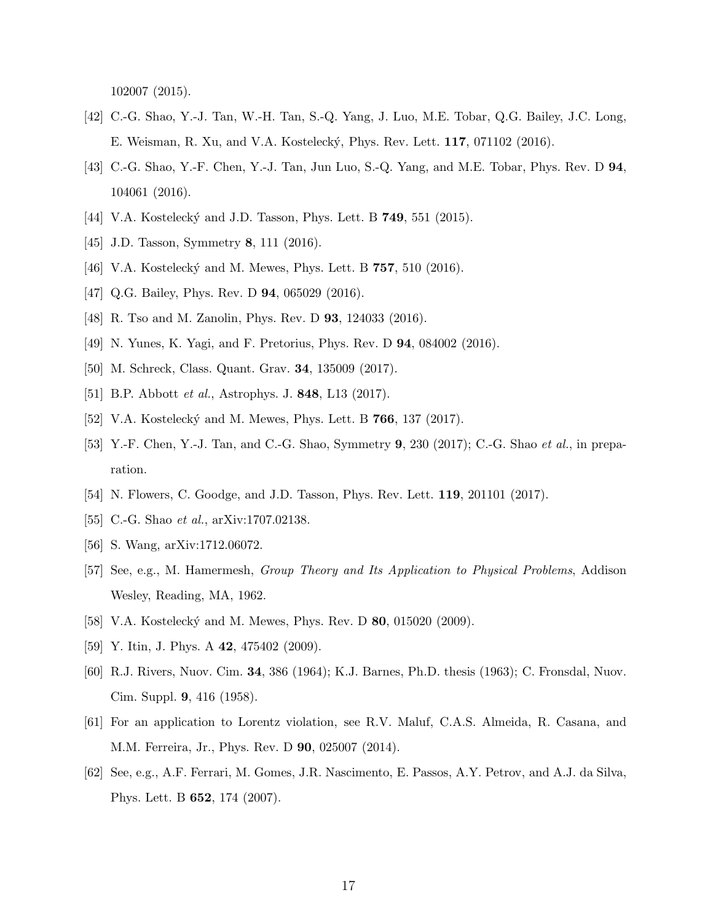102007 (2015).

[42] C.-G. Shao, Y.-J. Tan, W.-H. Tan, S.-Q. Yang, J. Luo, M.E. Tobar, Q.G. Bailey, J.C. Long, E. Weisman, R. Xu, and V.A. Kostelecký, Phys. Rev. Lett. **117**, 071102 (2016).

[43] C.-G. Shao, Y.-F. Chen, Y.-J. Tan, Jun Luo, S.-Q. Yang, and M.E. Tobar, Phys. Rev. D **94**, 104061 (2016).

[44] V.A. Kostelecký and J.D. Tasson, Phys. Lett. B **749**, 551 (2015).

[45] J.D. Tasson, Symmetry **8**, 111 (2016).

[46] V.A. Kostelecký and M. Mewes, Phys. Lett. B **757**, 510 (2016).

[47] Q.G. Bailey, Phys. Rev. D **94**, 065029 (2016).

[48] R. Tso and M. Zanolin, Phys. Rev. D **93**, 124033 (2016).

[49] N. Yunes, K. Yagi, and F. Pretorius, Phys. Rev. D **94**, 084002 (2016).

[50] M. Schreck, Class. Quant. Grav. **34**, 135009 (2017).

[51] B.P. Abbott *et al.*, Astrophys. J. **848**, L13 (2017).

[52] V.A. Kostelecký and M. Mewes, Phys. Lett. B **766**, 137 (2017).

[53] Y.-F. Chen, Y.-J. Tan, and C.-G. Shao, Symmetry **9**, 230 (2017); C.-G. Shao *et al.*, in preparation.

[54] N. Flowers, C. Goodge, and J.D. Tasson, Phys. Rev. Lett. **119**, 201101 (2017).

[55] C.-G. Shao *et al.*, arXiv:1707.02138.

[56] S. Wang, arXiv:1712.06072.

[57] See, e.g., M. Hamermesh, *Group Theory and Its Application to Physical Problems*, Addison Wesley, Reading, MA, 1962.

[58] V.A. Kostelecký and M. Mewes, Phys. Rev. D **80**, 015020 (2009).

[59] Y. Itin, J. Phys. A **42**, 475402 (2009).

[60] R.J. Rivers, Nuov. Cim. **34**, 386 (1964); K.J. Barnes, Ph.D. thesis (1963); C. Fronsdal, Nuov. Cim. Suppl. **9**, 416 (1958).

[61] For an application to Lorentz violation, see R.V. Maluf, C.A.S. Almeida, R. Casana, and M.M. Ferreira, Jr., Phys. Rev. D **90**, 025007 (2014).

[62] See, e.g., A.F. Ferrari, M. Gomes, J.R. Nascimento, E. Passos, A.Y. Petrov, and A.J. da Silva, Phys. Lett. B **652**, 174 (2007).